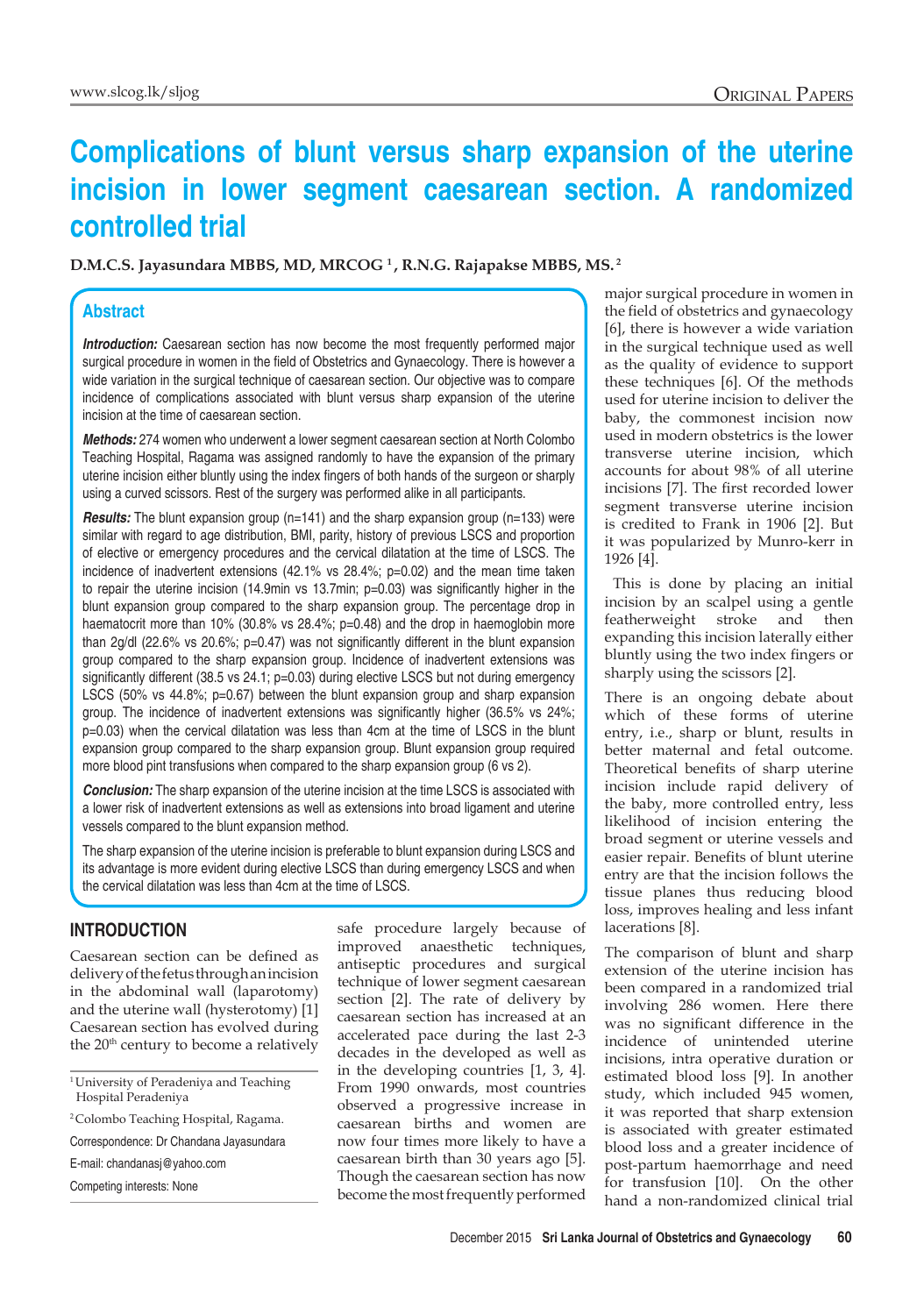# Complications of blunt versus sharp expansion of the uterine incision in lower segment caesarean section. A randomized controlled trial

**D.M.C.S. Jayasundara MBBS, MD, MRCOG [1], R.N.G. Rajapakse MBBS, MS. [2]**

## Abstract

***Introduction:*** Caesarean section has now become the most frequently performed major surgical procedure in women in the field of Obstetrics and Gynaecology. There is however a wide variation in the surgical technique of caesarean section. Our objective was to compare incidence of complications associated with blunt versus sharp expansion of the uterine incision at the time of caesarean section.

***Methods:*** 274 women who underwent a lower segment caesarean section at North Colombo Teaching Hospital, Ragama was assigned randomly to have the expansion of the primary uterine incision either bluntly using the index fingers of both hands of the surgeon or sharply using a curved scissors. Rest of the surgery was performed alike in all participants.

***Results:*** The blunt expansion group (n=141) and the sharp expansion group (n=133) were similar with regard to age distribution, BMI, parity, history of previous LSCS and proportion of elective or emergency procedures and the cervical dilatation at the time of LSCS. The incidence of inadvertent extensions (42.1% vs 28.4%; p=0.02) and the mean time taken to repair the uterine incision (14.9min vs 13.7min; p=0.03) was significantly higher in the blunt expansion group compared to the sharp expansion group. The percentage drop in haematocrit more than 10% (30.8% vs 28.4%; p=0.48) and the drop in haemoglobin more than 2g/dl (22.6% vs 20.6%; p=0.47) was not significantly different in the blunt expansion group compared to the sharp expansion group. Incidence of inadvertent extensions was significantly different (38.5 vs 24.1; p=0.03) during elective LSCS but not during emergency LSCS (50% vs 44.8%; p=0.67) between the blunt expansion group and sharp expansion group. The incidence of inadvertent extensions was significantly higher (36.5% vs 24%; p=0.03) when the cervical dilatation was less than 4cm at the time of LSCS in the blunt expansion group compared to the sharp expansion group. Blunt expansion group required more blood pint transfusions when compared to the sharp expansion group (6 vs 2).

***Conclusion:*** The sharp expansion of the uterine incision at the time LSCS is associated with a lower risk of inadvertent extensions as well as extensions into broad ligament and uterine vessels compared to the blunt expansion method.

The sharp expansion of the uterine incision is preferable to blunt expansion during LSCS and its advantage is more evident during elective LSCS than during emergency LSCS and when the cervical dilatation was less than 4cm at the time of LSCS.

## INTRODUCTION

Caesarean section can be defined as delivery of the fetus through an incision in the abdominal wall (laparotomy) and the uterine wall (hysterotomy) [1] Caesarean section has evolved during the 20th century to become a relatively safe procedure largely because of improved anaesthetic techniques, antiseptic procedures and surgical technique of lower segment caesarean section [2]. The rate of delivery by caesarean section has increased at an accelerated pace during the last 2-3 decades in the developed as well as in the developing countries [1, 3, 4]. From 1990 onwards, most countries observed a progressive increase in caesarean births and women are now four times more likely to have a caesarean birth than 30 years ago [5]. Though the caesarean section has now become the most frequently performed major surgical procedure in women in the field of obstetrics and gynaecology [6], there is however a wide variation in the surgical technique used as well as the quality of evidence to support these techniques [6]. Of the methods used for uterine incision to deliver the baby, the commonest incision now used in modern obstetrics is the lower transverse uterine incision, which accounts for about 98% of all uterine incisions [7]. The first recorded lower segment transverse uterine incision is credited to Frank in 1906 [2]. But it was popularized by Munro-kerr in 1926 [4].

This is done by placing an initial incision by an scalpel using a gentle featherweight stroke and then expanding this incision laterally either bluntly using the two index fingers or sharply using the scissors [2].

There is an ongoing debate about which of these forms of uterine entry, i.e., sharp or blunt, results in better maternal and fetal outcome. Theoretical benefits of sharp uterine incision include rapid delivery of the baby, more controlled entry, less likelihood of incision entering the broad segment or uterine vessels and easier repair. Benefits of blunt uterine entry are that the incision follows the tissue planes thus reducing blood loss, improves healing and less infant lacerations [8].

The comparison of blunt and sharp extension of the uterine incision has been compared in a randomized trial involving 286 women. Here there was no significant difference in the incidence of unintended uterine incisions, intra operative duration or estimated blood loss [9]. In another study, which included 945 women, it was reported that sharp extension is associated with greater estimated blood loss and a greater incidence of post-partum haemorrhage and need for transfusion [10]. On the other hand a non-randomized clinical trial

---

[1] University of Peradeniya and Teaching Hospital Peradeniya

[2] Colombo Teaching Hospital, Ragama.

Correspondence: Dr Chandana Jayasundara

E-mail: chandanasj@yahoo.com

Competing interests: None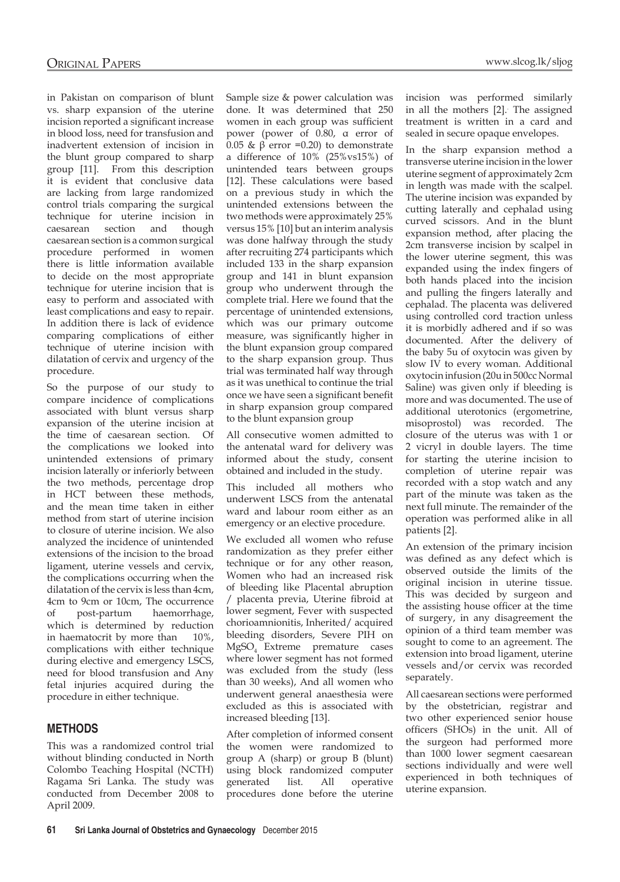in Pakistan on comparison of blunt vs. sharp expansion of the uterine incision reported a significant increase in blood loss, need for transfusion and inadvertent extension of incision in the blunt group compared to sharp group [11]. From this description it is evident that conclusive data are lacking from large randomized control trials comparing the surgical technique for uterine incision in caesarean section and though caesarean section is a common surgical procedure performed in women there is little information available to decide on the most appropriate technique for uterine incision that is easy to perform and associated with least complications and easy to repair. In addition there is lack of evidence comparing complications of either technique of uterine incision with dilatation of cervix and urgency of the procedure.

So the purpose of our study to compare incidence of complications associated with blunt versus sharp expansion of the uterine incision at the time of caesarean section. Of the complications we looked into unintended extensions of primary incision laterally or inferiorly between the two methods, percentage drop in HCT between these methods, and the mean time taken in either method from start of uterine incision to closure of uterine incision. We also analyzed the incidence of unintended extensions of the incision to the broad ligament, uterine vessels and cervix, the complications occurring when the dilatation of the cervix is less than 4cm, 4cm to 9cm or 10cm, The occurrence of post-partum haemorrhage, which is determined by reduction in haematocrit by more than 10%, complications with either technique during elective and emergency LSCS, need for blood transfusion and Any fetal injuries acquired during the procedure in either technique.

## METHODS

This was a randomized control trial without blinding conducted in North Colombo Teaching Hospital (NCTH) Ragama Sri Lanka. The study was conducted from December 2008 to April 2009.

Sample size & power calculation was done. It was determined that 250 women in each group was sufficient power (power of 0.80, $\alpha$ error of 0.05 & $\beta$ error =0.20) to demonstrate a difference of 10% (25%vs15%) of unintended tears between groups [12]. These calculations were based on a previous study in which the unintended extensions between the two methods were approximately 25% versus 15% [10] but an interim analysis was done halfway through the study after recruiting 274 participants which included 133 in the sharp expansion group and 141 in blunt expansion group who underwent through the complete trial. Here we found that the percentage of unintended extensions, which was our primary outcome measure, was significantly higher in the blunt expansion group compared to the sharp expansion group. Thus trial was terminated half way through as it was unethical to continue the trial once we have seen a significant benefit in sharp expansion group compared to the blunt expansion group

All consecutive women admitted to the antenatal ward for delivery was informed about the study, consent obtained and included in the study.

This included all mothers who underwent LSCS from the antenatal ward and labour room either as an emergency or an elective procedure.

We excluded all women who refuse randomization as they prefer either technique or for any other reason, Women who had an increased risk of bleeding like Placental abruption / placenta previa, Uterine fibroid at lower segment, Fever with suspected chorioamnionitis, Inherited/ acquired bleeding disorders, Severe PIH on $MgSO_4$ Extreme premature cases where lower segment has not formed was excluded from the study (less than 30 weeks), And all women who underwent general anaesthesia were excluded as this is associated with increased bleeding [13].

After completion of informed consent the women were randomized to group A (sharp) or group B (blunt) using block randomized computer generated list. All operative procedures done before the uterine incision was performed similarly in all the mothers [2]. The assigned treatment is written in a card and sealed in secure opaque envelopes.

In the sharp expansion method a transverse uterine incision in the lower uterine segment of approximately 2cm in length was made with the scalpel. The uterine incision was expanded by cutting laterally and cephalad using curved scissors. And in the blunt expansion method, after placing the 2cm transverse incision by scalpel in the lower uterine segment, this was expanded using the index fingers of both hands placed into the incision and pulling the fingers laterally and cephalad. The placenta was delivered using controlled cord traction unless it is morbidly adhered and if so was documented. After the delivery of the baby 5u of oxytocin was given by slow IV to every woman. Additional oxytocin infusion (20u in 500cc Normal Saline) was given only if bleeding is more and was documented. The use of additional uterotonics (ergometrine, misoprostol) was recorded. The closure of the uterus was with 1 or 2 vicryl in double layers. The time for starting the uterine incision to completion of uterine repair was recorded with a stop watch and any part of the minute was taken as the next full minute. The remainder of the operation was performed alike in all patients [2].

An extension of the primary incision was defined as any defect which is observed outside the limits of the original incision in uterine tissue. This was decided by surgeon and the assisting house officer at the time of surgery, in any disagreement the opinion of a third team member was sought to come to an agreement. The extension into broad ligament, uterine vessels and/or cervix was recorded separately.

All caesarean sections were performed by the obstetrician, registrar and two other experienced senior house officers (SHOs) in the unit. All of the surgeon had performed more than 1000 lower segment caesarean sections individually and were well experienced in both techniques of uterine expansion.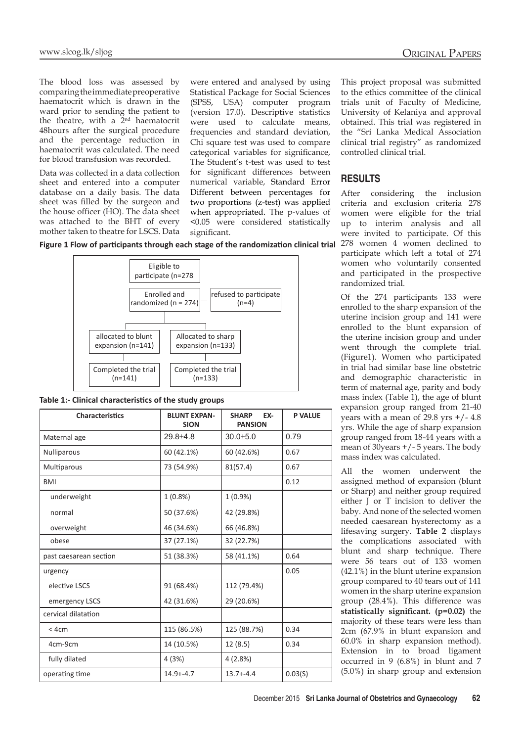The blood loss was assessed by comparing the immediate preoperative haematocrit which is drawn in the ward prior to sending the patient to the theatre, with a 2nd haematocrit 48hours after the surgical procedure and the percentage reduction in haematocrit was calculated. The need for blood transfusion was recorded.

Data was collected in a data collection sheet and entered into a computer database on a daily basis. The data sheet was filled by the surgeon and the house officer (HO). The data sheet was attached to the BHT of every mother taken to theatre for LSCS. Data were entered and analysed by using Statistical Package for Social Sciences (SPSS, USA) computer program (version 17.0). Descriptive statistics were used to calculate means, frequencies and standard deviation, Chi square test was used to compare categorical variables for significance, The Student's t-test was used to test for significant differences between numerical variable, Standard Error Different between percentages for two proportions (z-test) was applied when appropriated. The p-values of <0.05 were considered statistically significant.

This project proposal was submitted to the ethics committee of the clinical trials unit of Faculty of Medicine, University of Kelaniya and approval obtained. This trial was registered in the "Sri Lanka Medical Association clinical trial registry" as randomized controlled clinical trial.

**Figure 1 Flow of participants through each stage of the randomization clinical trial**

```
Eligible to participate (n=278
        |
Enrolled and randomized (n = 274)    refused to participate (n=4)
        |
allocated to blunt expansion (n=141)    Allocated to sharp expansion (n=133)
        |                                       |
Completed the trial (n=141)             Completed the trial (n=133)
```

**Table 1:- Clinical characteristics of the study groups**

| Characteristics | BLUNT EXPANSION | SHARP EXPANSION | P VALUE |
|---|---|---|---|
| Maternal age | 29.8±4.8 | 30.0±5.0 | 0.79 |
| Nulliparous | 60 (42.1%) | 60 (42.6%) | 0.67 |
| Multiparous | 73 (54.9%) | 81(57.4) | 0.67 |
| BMI | | | 0.12 |
| underweight | 1 (0.8%) | 1 (0.9%) | |
| normal | 50 (37.6%) | 42 (29.8%) | |
| overweight | 46 (34.6%) | 66 (46.8%) | |
| obese | 37 (27.1%) | 32 (22.7%) | |
| past caesarean section | 51 (38.3%) | 58 (41.1%) | 0.64 |
| urgency | | | 0.05 |
| elective LSCS | 91 (68.4%) | 112 (79.4%) | |
| emergency LSCS | 42 (31.6%) | 29 (20.6%) | |
| cervical dilatation | | | |
| < 4cm | 115 (86.5%) | 125 (88.7%) | 0.34 |
| 4cm-9cm | 14 (10.5%) | 12 (8.5) | 0.34 |
| fully dilated | 4 (3%) | 4 (2.8%) | |
| operating time | 14.9+-4.7 | 13.7+-4.4 | 0.03(S) |

## RESULTS

After considering the inclusion criteria and exclusion criteria 278 women were eligible for the trial up to interim analysis and all were invited to participate. Of this 278 women 4 women declined to participate which left a total of 274 women who voluntarily consented and participated in the prospective randomized trial.

Of the 274 participants 133 were enrolled to the sharp expansion of the uterine incision group and 141 were enrolled to the blunt expansion of the uterine incision group and under went through the complete trial. (Figure1). Women who participated in trial had similar base line obstetric and demographic characteristic in term of maternal age, parity and body mass index (Table 1), the age of blunt expansion group ranged from 21-40 years with a mean of 29.8 yrs +/- 4.8 yrs. While the age of sharp expansion group ranged from 18-44 years with a mean of 30years +/- 5 years. The body mass index was calculated.

All the women underwent the assigned method of expansion (blunt or Sharp) and neither group required either J or T incision to deliver the baby. And none of the selected women needed caesarean hysterectomy as a lifesaving surgery. **Table 2** displays the complications associated with blunt and sharp technique. There were 56 tears out of 133 women (42.1%) in the blunt uterine expansion group compared to 40 tears out of 141 women in the sharp uterine expansion group (28.4%). This difference was **statistically significant. (p=0.02)** the majority of these tears were less than 2cm (67.9% in blunt expansion and 60.0% in sharp expansion method). Extension in to broad ligament occurred in 9 (6.8%) in blunt and 7 (5.0%) in sharp group and extension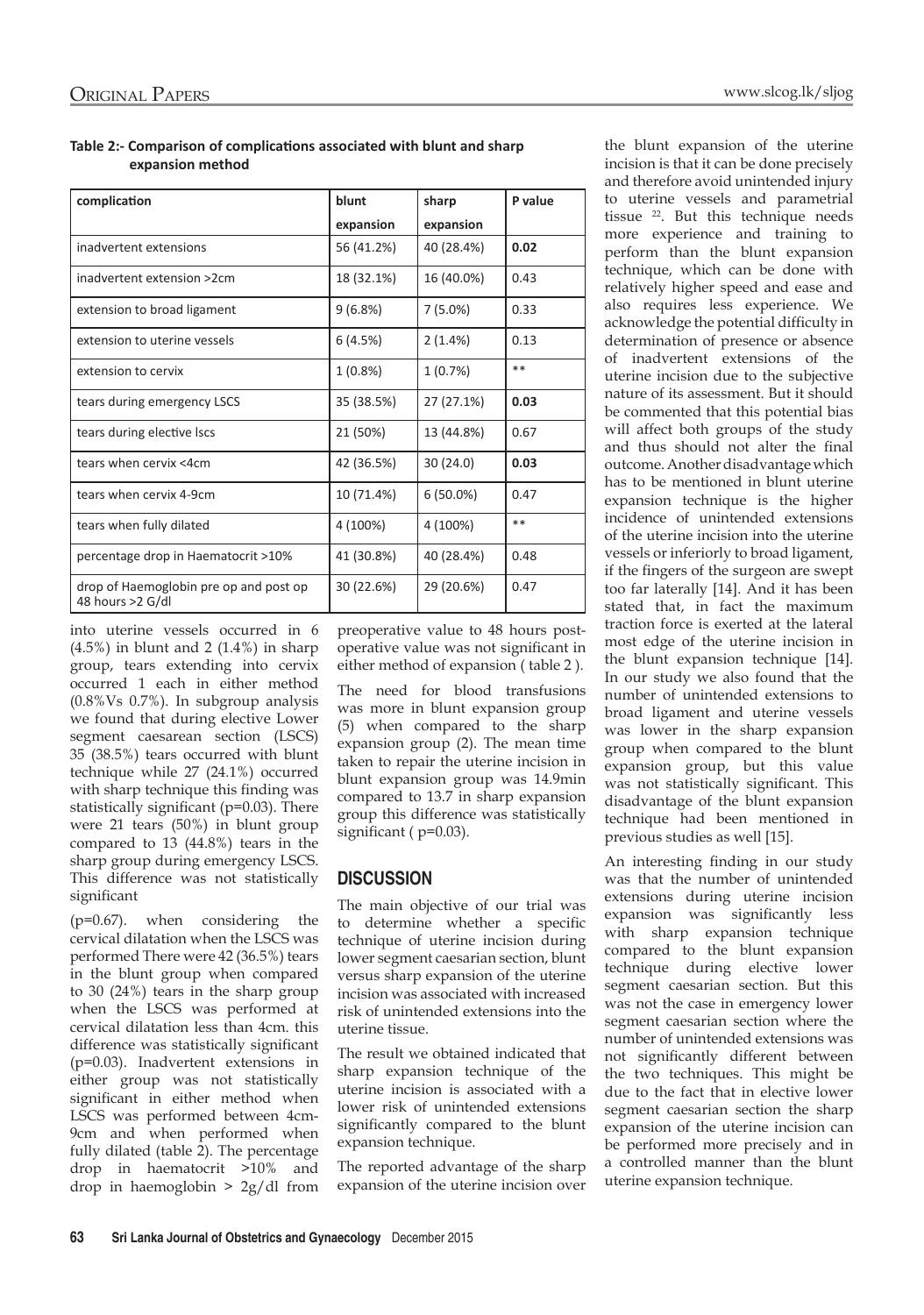**Table 2:- Comparison of complications associated with blunt and sharp expansion method**

| complication | blunt expansion | sharp expansion | P value |
|---|---|---|---|
| inadvertent extensions | 56 (41.2%) | 40 (28.4%) | **0.02** |
| inadvertent extension >2cm | 18 (32.1%) | 16 (40.0%) | 0.43 |
| extension to broad ligament | 9 (6.8%) | 7 (5.0%) | 0.33 |
| extension to uterine vessels | 6 (4.5%) | 2 (1.4%) | 0.13 |
| extension to cervix | 1 (0.8%) | 1 (0.7%) | ** |
| tears during emergency LSCS | 35 (38.5%) | 27 (27.1%) | **0.03** |
| tears during elective lscs | 21 (50%) | 13 (44.8%) | 0.67 |
| tears when cervix <4cm | 42 (36.5%) | 30 (24.0) | **0.03** |
| tears when cervix 4-9cm | 10 (71.4%) | 6 (50.0%) | 0.47 |
| tears when fully dilated | 4 (100%) | 4 (100%) | ** |
| percentage drop in Haematocrit >10% | 41 (30.8%) | 40 (28.4%) | 0.48 |
| drop of Haemoglobin pre op and post op 48 hours >2 G/dl | 30 (22.6%) | 29 (20.6%) | 0.47 |

into uterine vessels occurred in 6 (4.5%) in blunt and 2 (1.4%) in sharp group, tears extending into cervix occurred 1 each in either method (0.8%Vs 0.7%). In subgroup analysis we found that during elective Lower segment caesarean section (LSCS) 35 (38.5%) tears occurred with blunt technique while 27 (24.1%) occurred with sharp technique this finding was statistically significant (p=0.03). There were 21 tears (50%) in blunt group compared to 13 (44.8%) tears in the sharp group during emergency LSCS. This difference was not statistically significant

(p=0.67). when considering the cervical dilatation when the LSCS was performed There were 42 (36.5%) tears in the blunt group when compared to 30 (24%) tears in the sharp group when the LSCS was performed at cervical dilatation less than 4cm. this difference was statistically significant (p=0.03). Inadvertent extensions in either group was not statistically significant in either method when LSCS was performed between 4cm-9cm and when performed when fully dilated (table 2). The percentage drop in haematocrit >10% and drop in haemoglobin > 2g/dl from preoperative value to 48 hours post-operative value was not significant in either method of expansion ( table 2 ).

The need for blood transfusions was more in blunt expansion group (5) when compared to the sharp expansion group (2). The mean time taken to repair the uterine incision in blunt expansion group was 14.9min compared to 13.7 in sharp expansion group this difference was statistically significant ( p=0.03).

## DISCUSSION

The main objective of our trial was to determine whether a specific technique of uterine incision during lower segment caesarean section, blunt versus sharp expansion of the uterine incision was associated with increased risk of unintended extensions into the uterine tissue.

The result we obtained indicated that sharp expansion technique of the uterine incision is associated with a lower risk of unintended extensions significantly compared to the blunt expansion technique.

The reported advantage of the sharp expansion of the uterine incision over the blunt expansion of the uterine incision is that it can be done precisely and therefore avoid unintended injury to uterine vessels and parametrial tissue [22]. But this technique needs more experience and training to perform than the blunt expansion technique, which can be done with relatively higher speed and ease and also requires less experience. We acknowledge the potential difficulty in determination of presence or absence of inadvertent extensions of the uterine incision due to the subjective nature of its assessment. But it should be commented that this potential bias will affect both groups of the study and thus should not alter the final outcome. Another disadvantage which has to be mentioned in blunt uterine expansion technique is the higher incidence of unintended extensions of the uterine incision into the uterine vessels or inferiorly to broad ligament, if the fingers of the surgeon are swept too far laterally [14]. And it has been stated that, in fact the maximum traction force is exerted at the lateral most edge of the uterine incision in the blunt expansion technique [14]. In our study we also found that the number of unintended extensions to broad ligament and uterine vessels was lower in the sharp expansion group when compared to the blunt expansion group, but this value was not statistically significant. This disadvantage of the blunt expansion technique had been mentioned in previous studies as well [15].

An interesting finding in our study was that the number of unintended extensions during uterine incision expansion was significantly less with sharp expansion technique compared to the blunt expansion technique during elective lower segment caesarean section. But this was not the case in emergency lower segment caesarean section where the number of unintended extensions was not significantly different between the two techniques. This might be due to the fact that in elective lower segment caesarean section the sharp expansion of the uterine incision can be performed more precisely and in a controlled manner than the blunt uterine expansion technique.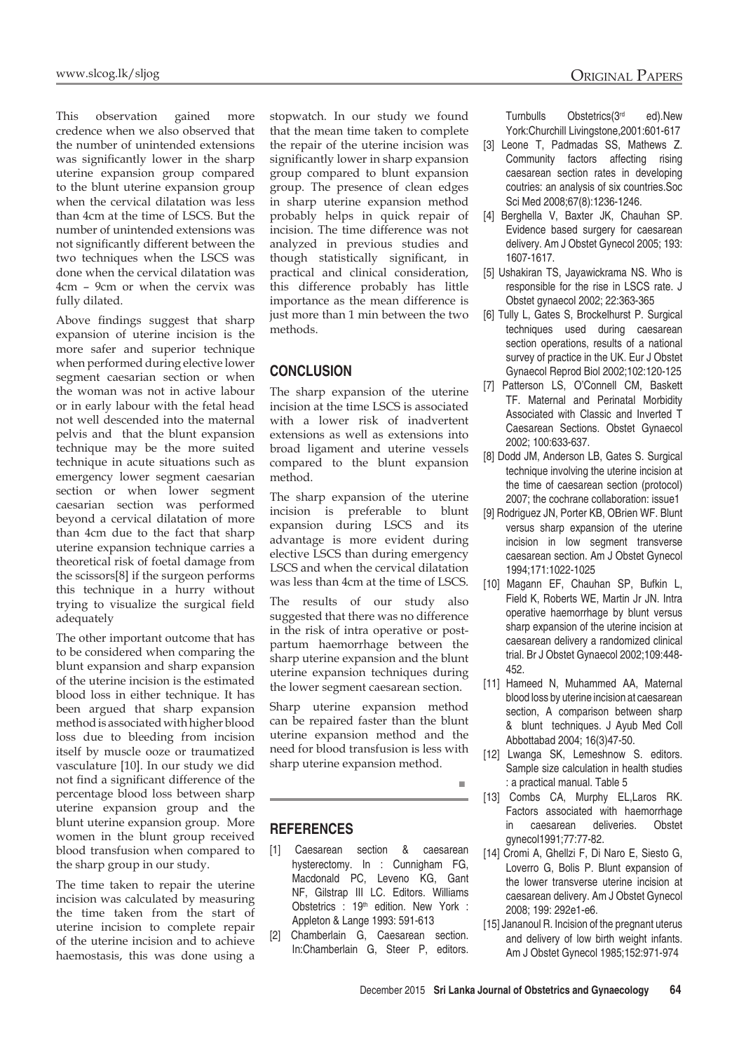This observation gained more credence when we also observed that the number of unintended extensions was significantly lower in the sharp uterine expansion group compared to the blunt uterine expansion group when the cervical dilatation was less than 4cm at the time of LSCS. But the number of unintended extensions was not significantly different between the two techniques when the LSCS was done when the cervical dilatation was 4cm – 9cm or when the cervix was fully dilated.

Above findings suggest that sharp expansion of uterine incision is the more safer and superior technique when performed during elective lower segment caesarian section or when the woman was not in active labour or in early labour with the fetal head not well descended into the maternal pelvis and that the blunt expansion technique may be the more suited technique in acute situations such as emergency lower segment caesarian section or when lower segment caesarian section was performed beyond a cervical dilatation of more than 4cm due to the fact that sharp uterine expansion technique carries a theoretical risk of foetal damage from the scissors[8] if the surgeon performs this technique in a hurry without trying to visualize the surgical field adequately

The other important outcome that has to be considered when comparing the blunt expansion and sharp expansion of the uterine incision is the estimated blood loss in either technique. It has been argued that sharp expansion method is associated with higher blood loss due to bleeding from incision itself by muscle ooze or traumatized vasculature [10]. In our study we did not find a significant difference of the percentage blood loss between sharp uterine expansion group and the blunt uterine expansion group. More women in the blunt group received blood transfusion when compared to the sharp group in our study.

The time taken to repair the uterine incision was calculated by measuring the time taken from the start of uterine incision to complete repair of the uterine incision and to achieve haemostasis, this was done using a stopwatch. In our study we found that the mean time taken to complete the repair of the uterine incision was significantly lower in sharp expansion group compared to blunt expansion group. The presence of clean edges in sharp uterine expansion method probably helps in quick repair of incision. The time difference was not analyzed in previous studies and though statistically significant, in practical and clinical consideration, this difference probably has little importance as the mean difference is just more than 1 min between the two methods.

## CONCLUSION

The sharp expansion of the uterine incision at the time LSCS is associated with a lower risk of inadvertent extensions as well as extensions into broad ligament and uterine vessels compared to the blunt expansion method.

The sharp expansion of the uterine incision is preferable to blunt expansion during LSCS and its advantage is more evident during elective LSCS than during emergency LSCS and when the cervical dilatation was less than 4cm at the time of LSCS.

The results of our study also suggested that there was no difference in the risk of intra operative or post-partum haemorrhage between the sharp uterine expansion and the blunt uterine expansion techniques during the lower segment caesarean section.

Sharp uterine expansion method can be repaired faster than the blunt uterine expansion method and the need for blood transfusion is less with sharp uterine expansion method.

## REFERENCES

[1] Caesarean section & caesarean hysterectomy. In : Cunningham FG, Macdonald PC, Leveno KG, Gant NF, Gilstrap III LC. Editors. Williams Obstetrics : 19th edition. New York : Appleton & Lange 1993: 591-613

[2] Chamberlain G, Caesarean section. In:Chamberlain G, Steer P, editors. Turnbulls Obstetrics(3rd ed).New York:Churchill Livingstone,2001:601-617

[3] Leone T, Padmadas SS, Mathews Z. Community factors affecting rising caesarean section rates in developing coutries: an analysis of six countries.Soc Sci Med 2008;67(8):1236-1246.

[4] Berghella V, Baxter JK, Chauhan SP. Evidence based surgery for caesarean delivery. Am J Obstet Gynecol 2005; 193: 1607-1617.

[5] Ushakiran TS, Jayawickrama NS. Who is responsible for the rise in LSCS rate. J Obstet gynaecol 2002; 22:363-365

[6] Tully L, Gates S, Brockelhurst P. Surgical techniques used during caesarean section operations, results of a national survey of practice in the UK. Eur J Obstet Gynaecol Reprod Biol 2002;102:120-125

[7] Patterson LS, O'Connell CM, Baskett TF. Maternal and Perinatal Morbidity Associated with Classic and Inverted T Caesarean Sections. Obstet Gynaecol 2002; 100:633-637.

[8] Dodd JM, Anderson LB, Gates S. Surgical technique involving the uterine incision at the time of caesarean section (protocol) 2007; the cochrane collaboration: issue1

[9] Rodriguez JN, Porter KB, OBrien WF. Blunt versus sharp expansion of the uterine incision in low segment transverse caesarean section. Am J Obstet Gynecol 1994;171:1022-1025

[10] Magann EF, Chauhan SP, Bufkin L, Field K, Roberts WE, Martin Jr JN. Intra operative haemorrhage by blunt versus sharp expansion of the uterine incision at caesarean delivery a randomized clinical trial. Br J Obstet Gynaecol 2002;109:448-452.

[11] Hameed N, Muhammed AA, Maternal blood loss by uterine incision at caesarean section, A comparison between sharp & blunt techniques. J Ayub Med Coll Abbottabad 2004; 16(3)47-50.

[12] Lwanga SK, Lemeshnow S. editors. Sample size calculation in health studies : a practical manual. Table 5

[13] Combs CA, Murphy EL,Laros RK. Factors associated with haemorrhage in caesarean deliveries. Obstet gynecol1991;77:77-82.

[14] Cromi A, Ghellzi F, Di Naro E, Siesto G, Loverro G, Bolis P. Blunt expansion of the lower transverse uterine incision at caesarean delivery. Am J Obstet Gynecol 2008; 199: 292e1-e6.

[15] Jananoul R. Incision of the pregnant uterus and delivery of low birth weight infants. Am J Obstet Gynecol 1985;152:971-974